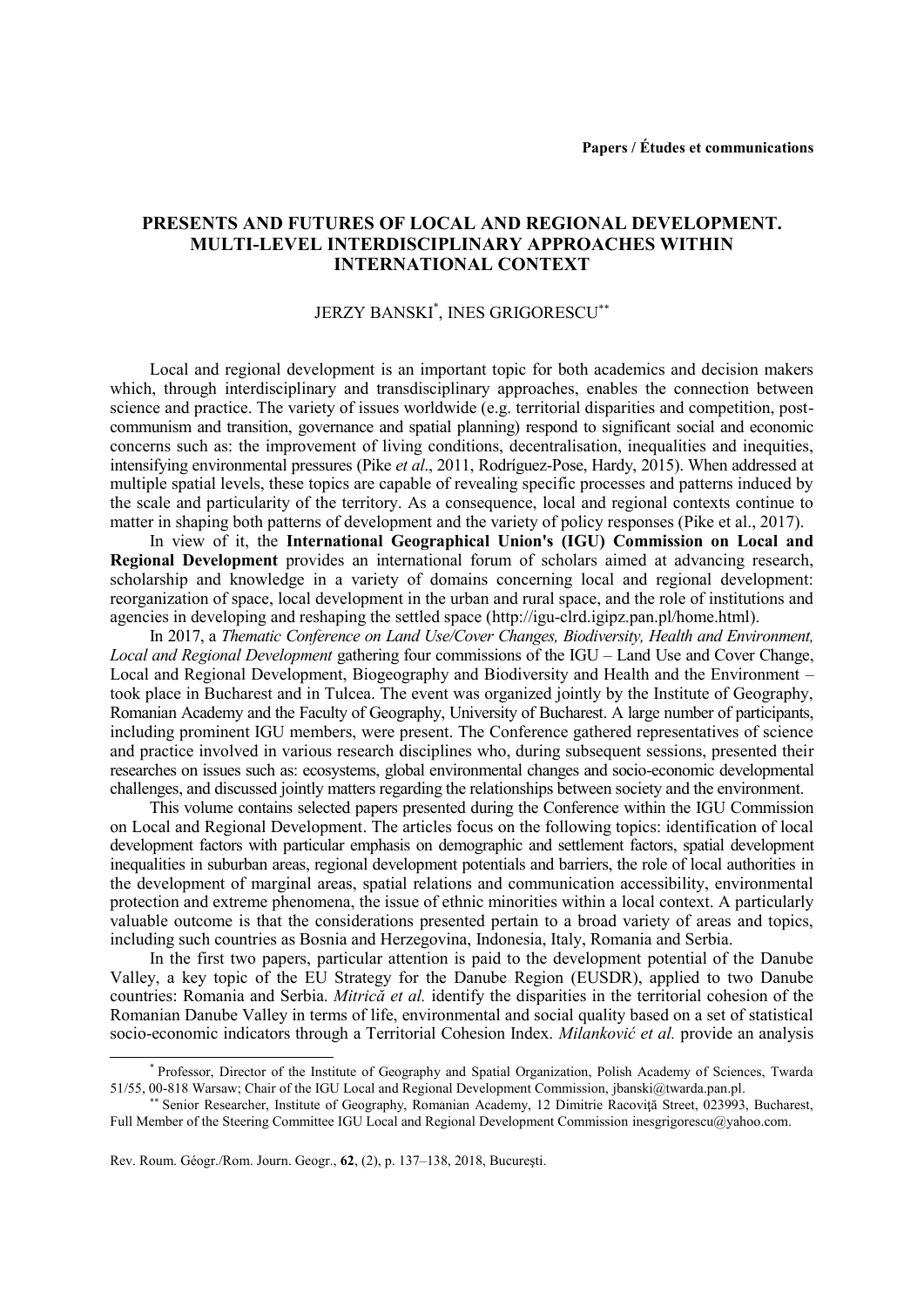Papers / Études et communications

# PRESENTS AND FUTURES OF LOCAL AND REGIONAL DEVELOPMENT. MULTI-LEVEL INTERDISCIPLINARY APPROACHES WITHIN INTERNATIONAL CONTEXT

JERZY BANSKI[*], INES GRIGORESCU[**]

Local and regional development is an important topic for both academics and decision makers which, through interdisciplinary and transdisciplinary approaches, enables the connection between science and practice. The variety of issues worldwide (e.g. territorial disparities and competition, post-communism and transition, governance and spatial planning) respond to significant social and economic concerns such as: the improvement of living conditions, decentralisation, inequalities and inequities, intensifying environmental pressures (Pike *et al*., 2011, Rodríguez-Pose, Hardy, 2015). When addressed at multiple spatial levels, these topics are capable of revealing specific processes and patterns induced by the scale and particularity of the territory. As a consequence, local and regional contexts continue to matter in shaping both patterns of development and the variety of policy responses (Pike et al., 2017).

In view of it, the **International Geographical Union's (IGU) Commission on Local and Regional Development** provides an international forum of scholars aimed at advancing research, scholarship and knowledge in a variety of domains concerning local and regional development: reorganization of space, local development in the urban and rural space, and the role of institutions and agencies in developing and reshaping the settled space (http://igu-clrd.igipz.pan.pl/home.html).

In 2017, a *Thematic Conference on Land Use/Cover Changes, Biodiversity, Health and Environment, Local and Regional Development* gathering four commissions of the IGU – Land Use and Cover Change, Local and Regional Development, Biogeography and Biodiversity and Health and the Environment – took place in Bucharest and in Tulcea. The event was organized jointly by the Institute of Geography, Romanian Academy and the Faculty of Geography, University of Bucharest. A large number of participants, including prominent IGU members, were present. The Conference gathered representatives of science and practice involved in various research disciplines who, during subsequent sessions, presented their researches on issues such as: ecosystems, global environmental changes and socio-economic developmental challenges, and discussed jointly matters regarding the relationships between society and the environment.

This volume contains selected papers presented during the Conference within the IGU Commission on Local and Regional Development. The articles focus on the following topics: identification of local development factors with particular emphasis on demographic and settlement factors, spatial development inequalities in suburban areas, regional development potentials and barriers, the role of local authorities in the development of marginal areas, spatial relations and communication accessibility, environmental protection and extreme phenomena, the issue of ethnic minorities within a local context. A particularly valuable outcome is that the considerations presented pertain to a broad variety of areas and topics, including such countries as Bosnia and Herzegovina, Indonesia, Italy, Romania and Serbia.

In the first two papers, particular attention is paid to the development potential of the Danube Valley, a key topic of the EU Strategy for the Danube Region (EUSDR), applied to two Danube countries: Romania and Serbia. *Mitrică et al.* identify the disparities in the territorial cohesion of the Romanian Danube Valley in terms of life, environmental and social quality based on a set of statistical socio-economic indicators through a Territorial Cohesion Index. *Milanković et al.* provide an analysis

[*] Professor, Director of the Institute of Geography and Spatial Organization, Polish Academy of Sciences, Twarda 51/55, 00-818 Warsaw; Chair of the IGU Local and Regional Development Commission, jbanski@twarda.pan.pl.

[**] Senior Researcher, Institute of Geography, Romanian Academy, 12 Dimitrie Racoviţă Street, 023993, Bucharest, Full Member of the Steering Committee IGU Local and Regional Development Commission inesgrigorescu@yahoo.com.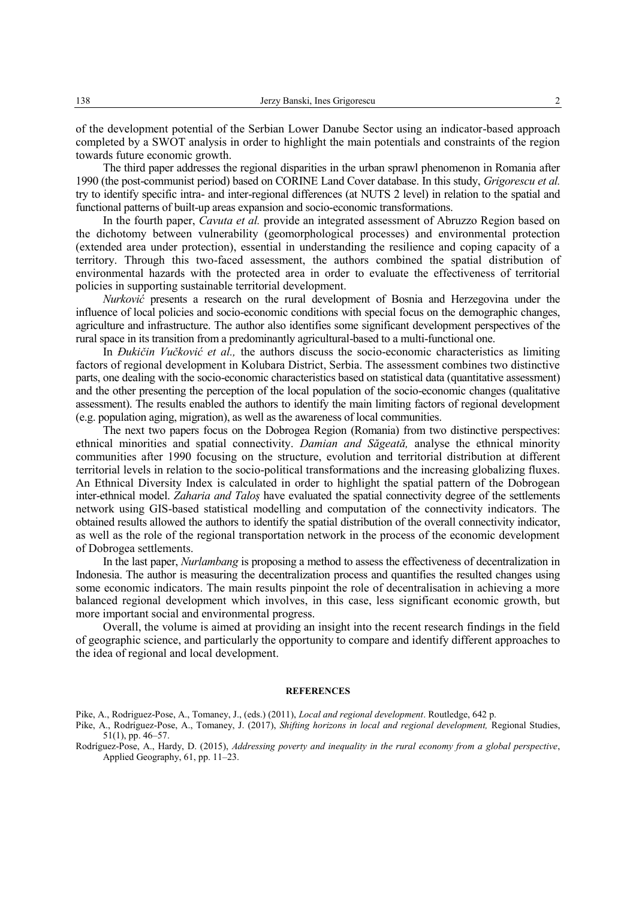of the development potential of the Serbian Lower Danube Sector using an indicator-based approach completed by a SWOT analysis in order to highlight the main potentials and constraints of the region towards future economic growth.

The third paper addresses the regional disparities in the urban sprawl phenomenon in Romania after 1990 (the post-communist period) based on CORINE Land Cover database. In this study, *Grigorescu et al.* try to identify specific intra- and inter-regional differences (at NUTS 2 level) in relation to the spatial and functional patterns of built-up areas expansion and socio-economic transformations.

In the fourth paper, *Cavuta et al.* provide an integrated assessment of Abruzzo Region based on the dichotomy between vulnerability (geomorphological processes) and environmental protection (extended area under protection), essential in understanding the resilience and coping capacity of a territory. Through this two-faced assessment, the authors combined the spatial distribution of environmental hazards with the protected area in order to evaluate the effectiveness of territorial policies in supporting sustainable territorial development.

*Nurković* presents a research on the rural development of Bosnia and Herzegovina under the influence of local policies and socio-economic conditions with special focus on the demographic changes, agriculture and infrastructure. The author also identifies some significant development perspectives of the rural space in its transition from a predominantly agricultural-based to a multi-functional one.

In *Đukičin Vučković et al.,* the authors discuss the socio-economic characteristics as limiting factors of regional development in Kolubara District, Serbia. The assessment combines two distinctive parts, one dealing with the socio-economic characteristics based on statistical data (quantitative assessment) and the other presenting the perception of the local population of the socio-economic changes (qualitative assessment). The results enabled the authors to identify the main limiting factors of regional development (e.g. population aging, migration), as well as the awareness of local communities.

The next two papers focus on the Dobrogea Region (Romania) from two distinctive perspectives: ethnical minorities and spatial connectivity. *Damian and Săgeată,* analyse the ethnical minority communities after 1990 focusing on the structure, evolution and territorial distribution at different territorial levels in relation to the socio-political transformations and the increasing globalizing fluxes. An Ethnical Diversity Index is calculated in order to highlight the spatial pattern of the Dobrogean inter-ethnical model. *Zaharia and Taloș* have evaluated the spatial connectivity degree of the settlements network using GIS-based statistical modelling and computation of the connectivity indicators. The obtained results allowed the authors to identify the spatial distribution of the overall connectivity indicator, as well as the role of the regional transportation network in the process of the economic development of Dobrogea settlements.

In the last paper, *Nurlambang* is proposing a method to assess the effectiveness of decentralization in Indonesia. The author is measuring the decentralization process and quantifies the resulted changes using some economic indicators. The main results pinpoint the role of decentralisation in achieving a more balanced regional development which involves, in this case, less significant economic growth, but more important social and environmental progress.

Overall, the volume is aimed at providing an insight into the recent research findings in the field of geographic science, and particularly the opportunity to compare and identify different approaches to the idea of regional and local development.

## REFERENCES

Pike, A., Rodriguez-Pose, A., Tomaney, J., (eds.) (2011), *Local and regional development*. Routledge, 642 p.

Pike, A., Rodríguez-Pose, A., Tomaney, J. (2017), *Shifting horizons in local and regional development,* Regional Studies, 51(1), pp. 46–57.

Rodríguez-Pose, A., Hardy, D. (2015), *Addressing poverty and inequality in the rural economy from a global perspective*, Applied Geography, 61, pp. 11–23.